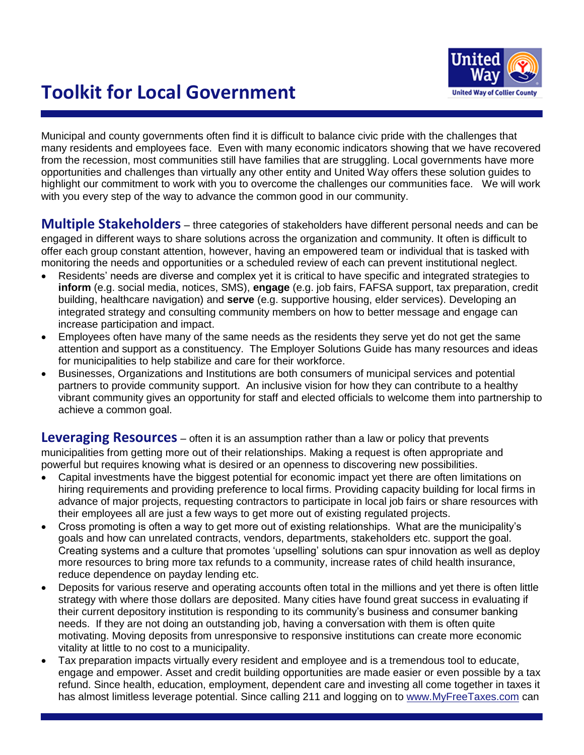# Toolkit for Local Government

Municipal and county governments often find it is difficult to balance civic pride with the challenges that many residents and employees face. Even with many economic indicators showing that we have recovered from the recession, most communities still have families that are struggling. Local governments have more opportunities and challenges than virtually any other entity and United Way offers these solution guides to highlight our commitment to work with you to overcome the challenges our communities face. We will work with you every step of the way to advance the common good in our community.

**Multiple Stakeholders** – three categories of stakeholders have different personal needs and can be engaged in different ways to share solutions across the organization and community. It often is difficult to offer each group constant attention, however, having an empowered team or individual that is tasked with monitoring the needs and opportunities or a scheduled review of each can prevent institutional neglect.

- Residents' needs are diverse and complex yet it is critical to have specific and integrated strategies to **inform** (e.g. social media, notices, SMS), **engage** (e.g. job fairs, FAFSA support, tax preparation, credit building, healthcare navigation) and **serve** (e.g. supportive housing, elder services). Developing an integrated strategy and consulting community members on how to better message and engage can increase participation and impact.
- Employees often have many of the same needs as the residents they serve yet do not get the same attention and support as a constituency. The Employer Solutions Guide has many resources and ideas for municipalities to help stabilize and care for their workforce.
- Businesses, Organizations and Institutions are both consumers of municipal services and potential partners to provide community support. An inclusive vision for how they can contribute to a healthy vibrant community gives an opportunity for staff and elected officials to welcome them into partnership to achieve a common goal.

**Leveraging Resources** – often it is an assumption rather than a law or policy that prevents municipalities from getting more out of their relationships. Making a request is often appropriate and powerful but requires knowing what is desired or an openness to discovering new possibilities.

- Capital investments have the biggest potential for economic impact yet there are often limitations on hiring requirements and providing preference to local firms. Providing capacity building for local firms in advance of major projects, requesting contractors to participate in local job fairs or share resources with their employees all are just a few ways to get more out of existing regulated projects.
- Cross promoting is often a way to get more out of existing relationships. What are the municipality's goals and how can unrelated contracts, vendors, departments, stakeholders etc. support the goal. Creating systems and a culture that promotes 'upselling' solutions can spur innovation as well as deploy more resources to bring more tax refunds to a community, increase rates of child health insurance, reduce dependence on payday lending etc.
- Deposits for various reserve and operating accounts often total in the millions and yet there is often little strategy with where those dollars are deposited. Many cities have found great success in evaluating if their current depository institution is responding to its community's business and consumer banking needs. If they are not doing an outstanding job, having a conversation with them is often quite motivating. Moving deposits from unresponsive to responsive institutions can create more economic vitality at little to no cost to a municipality.
- Tax preparation impacts virtually every resident and employee and is a tremendous tool to educate, engage and empower. Asset and credit building opportunities are made easier or even possible by a tax refund. Since health, education, employment, dependent care and investing all come together in taxes it has almost limitless leverage potential. Since calling 211 and logging on to www.MyFreeTaxes.com can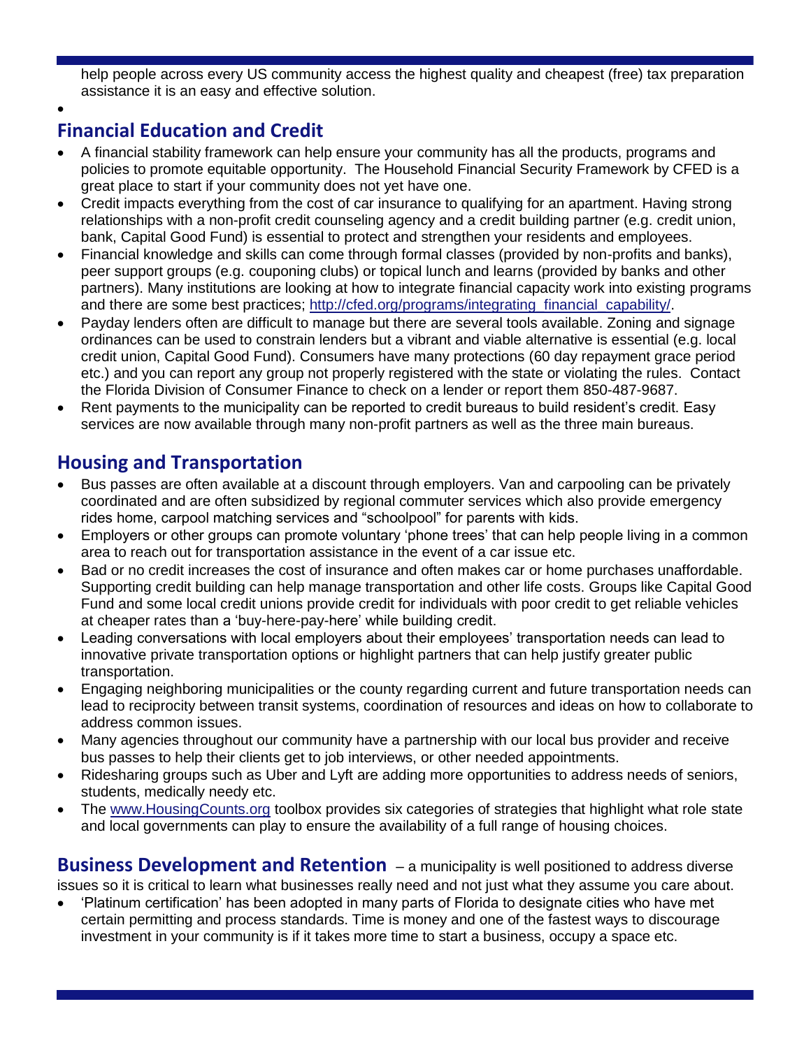help people across every US community access the highest quality and cheapest (free) tax preparation assistance it is an easy and effective solution.

## Financial Education and Credit

- A financial stability framework can help ensure your community has all the products, programs and policies to promote equitable opportunity. The Household Financial Security Framework by CFED is a great place to start if your community does not yet have one.
- Credit impacts everything from the cost of car insurance to qualifying for an apartment. Having strong relationships with a non-profit credit counseling agency and a credit building partner (e.g. credit union, bank, Capital Good Fund) is essential to protect and strengthen your residents and employees.
- Financial knowledge and skills can come through formal classes (provided by non-profits and banks), peer support groups (e.g. couponing clubs) or topical lunch and learns (provided by banks and other partners). Many institutions are looking at how to integrate financial capacity work into existing programs and there are some best practices; http://cfed.org/programs/integrating_financial_capability/.
- Payday lenders often are difficult to manage but there are several tools available. Zoning and signage ordinances can be used to constrain lenders but a vibrant and viable alternative is essential (e.g. local credit union, Capital Good Fund). Consumers have many protections (60 day repayment grace period etc.) and you can report any group not properly registered with the state or violating the rules. Contact the Florida Division of Consumer Finance to check on a lender or report them 850-487-9687.
- Rent payments to the municipality can be reported to credit bureaus to build resident's credit. Easy services are now available through many non-profit partners as well as the three main bureaus.

## Housing and Transportation

- Bus passes are often available at a discount through employers. Van and carpooling can be privately coordinated and are often subsidized by regional commuter services which also provide emergency rides home, carpool matching services and "schoolpool" for parents with kids.
- Employers or other groups can promote voluntary 'phone trees' that can help people living in a common area to reach out for transportation assistance in the event of a car issue etc.
- Bad or no credit increases the cost of insurance and often makes car or home purchases unaffordable. Supporting credit building can help manage transportation and other life costs. Groups like Capital Good Fund and some local credit unions provide credit for individuals with poor credit to get reliable vehicles at cheaper rates than a 'buy-here-pay-here' while building credit.
- Leading conversations with local employers about their employees' transportation needs can lead to innovative private transportation options or highlight partners that can help justify greater public transportation.
- Engaging neighboring municipalities or the county regarding current and future transportation needs can lead to reciprocity between transit systems, coordination of resources and ideas on how to collaborate to address common issues.
- Many agencies throughout our community have a partnership with our local bus provider and receive bus passes to help their clients get to job interviews, or other needed appointments.
- Ridesharing groups such as Uber and Lyft are adding more opportunities to address needs of seniors, students, medically needy etc.
- The www.HousingCounts.org toolbox provides six categories of strategies that highlight what role state and local governments can play to ensure the availability of a full range of housing choices.

## Business Development and Retention

– a municipality is well positioned to address diverse issues so it is critical to learn what businesses really need and not just what they assume you care about.

- 'Platinum certification' has been adopted in many parts of Florida to designate cities who have met certain permitting and process standards. Time is money and one of the fastest ways to discourage investment in your community is if it takes more time to start a business, occupy a space etc.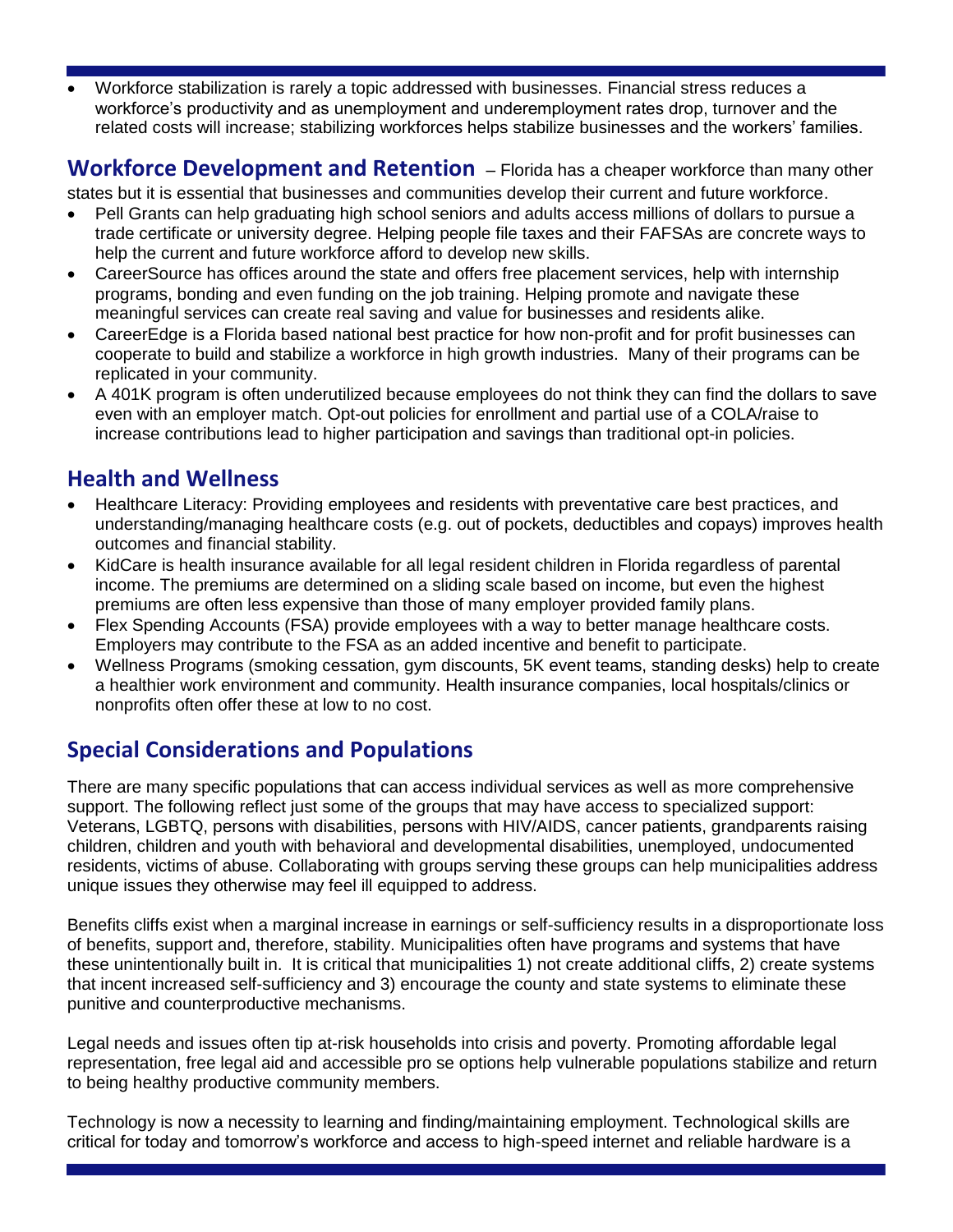- Workforce stabilization is rarely a topic addressed with businesses. Financial stress reduces a workforce's productivity and as unemployment and underemployment rates drop, turnover and the related costs will increase; stabilizing workforces helps stabilize businesses and the workers' families.

## Workforce Development and Retention

– Florida has a cheaper workforce than many other states but it is essential that businesses and communities develop their current and future workforce.

- Pell Grants can help graduating high school seniors and adults access millions of dollars to pursue a trade certificate or university degree. Helping people file taxes and their FAFSAs are concrete ways to help the current and future workforce afford to develop new skills.
- CareerSource has offices around the state and offers free placement services, help with internship programs, bonding and even funding on the job training. Helping promote and navigate these meaningful services can create real saving and value for businesses and residents alike.
- CareerEdge is a Florida based national best practice for how non-profit and for profit businesses can cooperate to build and stabilize a workforce in high growth industries. Many of their programs can be replicated in your community.
- A 401K program is often underutilized because employees do not think they can find the dollars to save even with an employer match. Opt-out policies for enrollment and partial use of a COLA/raise to increase contributions lead to higher participation and savings than traditional opt-in policies.

## Health and Wellness

- Healthcare Literacy: Providing employees and residents with preventative care best practices, and understanding/managing healthcare costs (e.g. out of pockets, deductibles and copays) improves health outcomes and financial stability.
- KidCare is health insurance available for all legal resident children in Florida regardless of parental income. The premiums are determined on a sliding scale based on income, but even the highest premiums are often less expensive than those of many employer provided family plans.
- Flex Spending Accounts (FSA) provide employees with a way to better manage healthcare costs. Employers may contribute to the FSA as an added incentive and benefit to participate.
- Wellness Programs (smoking cessation, gym discounts, 5K event teams, standing desks) help to create a healthier work environment and community. Health insurance companies, local hospitals/clinics or nonprofits often offer these at low to no cost.

## Special Considerations and Populations

There are many specific populations that can access individual services as well as more comprehensive support. The following reflect just some of the groups that may have access to specialized support: Veterans, LGBTQ, persons with disabilities, persons with HIV/AIDS, cancer patients, grandparents raising children, children and youth with behavioral and developmental disabilities, unemployed, undocumented residents, victims of abuse. Collaborating with groups serving these groups can help municipalities address unique issues they otherwise may feel ill equipped to address.

Benefits cliffs exist when a marginal increase in earnings or self-sufficiency results in a disproportionate loss of benefits, support and, therefore, stability. Municipalities often have programs and systems that have these unintentionally built in. It is critical that municipalities 1) not create additional cliffs, 2) create systems that incent increased self-sufficiency and 3) encourage the county and state systems to eliminate these punitive and counterproductive mechanisms.

Legal needs and issues often tip at-risk households into crisis and poverty. Promoting affordable legal representation, free legal aid and accessible pro se options help vulnerable populations stabilize and return to being healthy productive community members.

Technology is now a necessity to learning and finding/maintaining employment. Technological skills are critical for today and tomorrow's workforce and access to high-speed internet and reliable hardware is a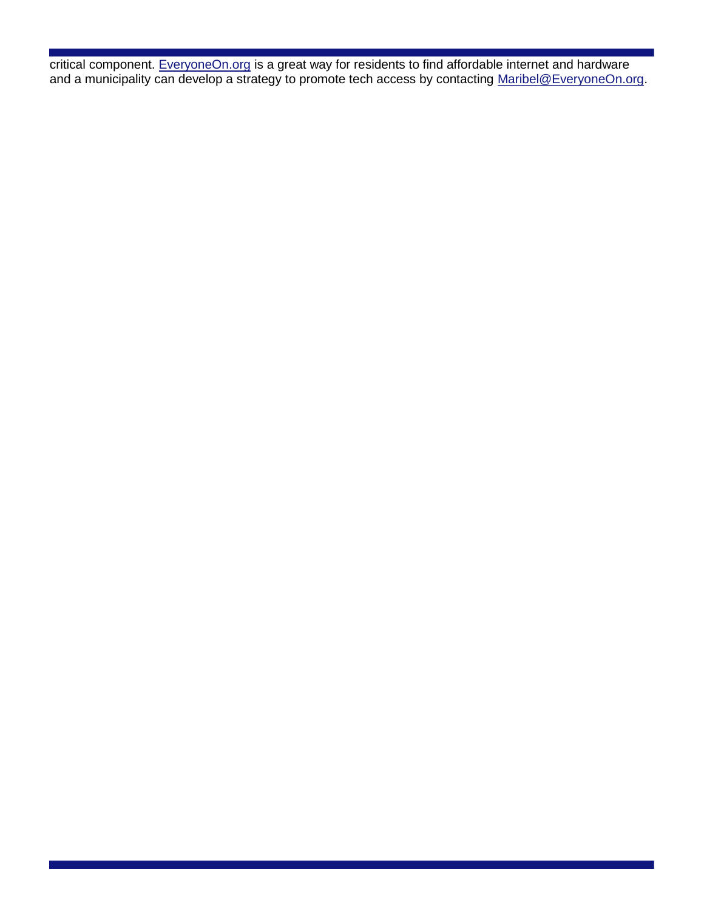critical component. [EveryoneOn.org](EveryoneOn.org) is a great way for residents to find affordable internet and hardware and a municipality can develop a strategy to promote tech access by contacting [Maribel@EveryoneOn.org](mailto:Maribel@EveryoneOn.org).